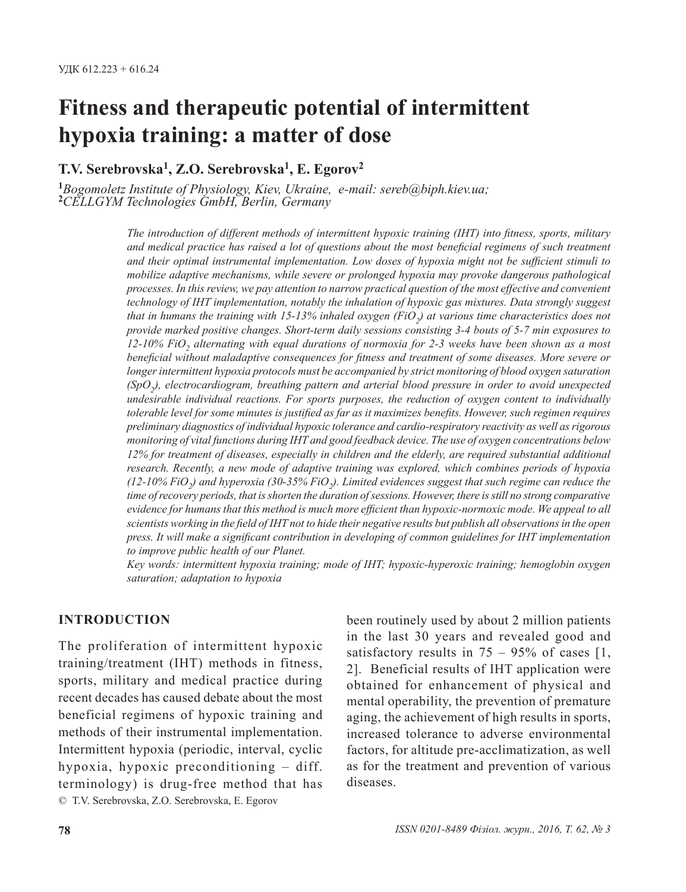УДК 612.223 + 616.24

# Fitness and therapeutic potential of intermittent hypoxia training: a matter of dose

**T.V. Serebrovska[1], Z.O. Serebrovska[1], E. Egorov[2]**

[1]*Bogomoletz Institute of Physiology, Kiev, Ukraine, e-mail: sereb@biph.kiev.ua;*
[2]*CELLGYM Technologies GmbH, Berlin, Germany*

*The introduction of different methods of intermittent hypoxic training (IHT) into fitness, sports, military and medical practice has raised a lot of questions about the most beneficial regimens of such treatment and their optimal instrumental implementation. Low doses of hypoxia might not be sufficient stimuli to mobilize adaptive mechanisms, while severe or prolonged hypoxia may provoke dangerous pathological processes. In this review, we pay attention to narrow practical question of the most effective and convenient technology of IHT implementation, notably the inhalation of hypoxic gas mixtures. Data strongly suggest that in humans the training with 15-13% inhaled oxygen ($FiO_2$) at various time characteristics does not provide marked positive changes. Short-term daily sessions consisting 3-4 bouts of 5-7 min exposures to 12-10% $FiO_2$ alternating with equal durations of normoxia for 2-3 weeks have been shown as a most beneficial without maladaptive consequences for fitness and treatment of some diseases. More severe or longer intermittent hypoxia protocols must be accompanied by strict monitoring of blood oxygen saturation ($SpO_2$), electrocardiogram, breathing pattern and arterial blood pressure in order to avoid unexpected undesirable individual reactions. For sports purposes, the reduction of oxygen content to individually tolerable level for some minutes is justified as far as it maximizes benefits. However, such regimen requires preliminary diagnostics of individual hypoxic tolerance and cardio-respiratory reactivity as well as rigorous monitoring of vital functions during IHT and good feedback device. The use of oxygen concentrations below 12% for treatment of diseases, especially in children and the elderly, are required substantial additional research. Recently, a new mode of adaptive training was explored, which combines periods of hypoxia (12-10% $FiO_2$) and hyperoxia (30-35% $FiO_2$). Limited evidences suggest that such regime can reduce the time of recovery periods, that is shorten the duration of sessions. However, there is still no strong comparative evidence for humans that this method is much more efficient than hypoxic-normoxic mode. We appeal to all scientists working in the field of IHT not to hide their negative results but publish all observations in the open press. It will make a significant contribution in developing of common guidelines for IHT implementation to improve public health of our Planet.*

*Key words: intermittent hypoxia training; mode of IHT; hypoxic-hyperoxic training; hemoglobin oxygen saturation; adaptation to hypoxia*

## INTRODUCTION

The proliferation of intermittent hypoxic training/treatment (IHT) methods in fitness, sports, military and medical practice during recent decades has caused debate about the most beneficial regimens of hypoxic training and methods of their instrumental implementation. Intermittent hypoxia (periodic, interval, cyclic hypoxia, hypoxic preconditioning – diff. terminology) is drug-free method that has been routinely used by about 2 million patients in the last 30 years and revealed good and satisfactory results in 75 – 95% of cases [1, 2]. Beneficial results of IHT application were obtained for enhancement of physical and mental operability, the prevention of premature aging, the achievement of high results in sports, increased tolerance to adverse environmental factors, for altitude pre-acclimatization, as well as for the treatment and prevention of various diseases.

© T.V. Serebrovska, Z.O. Serebrovska, E. Egorov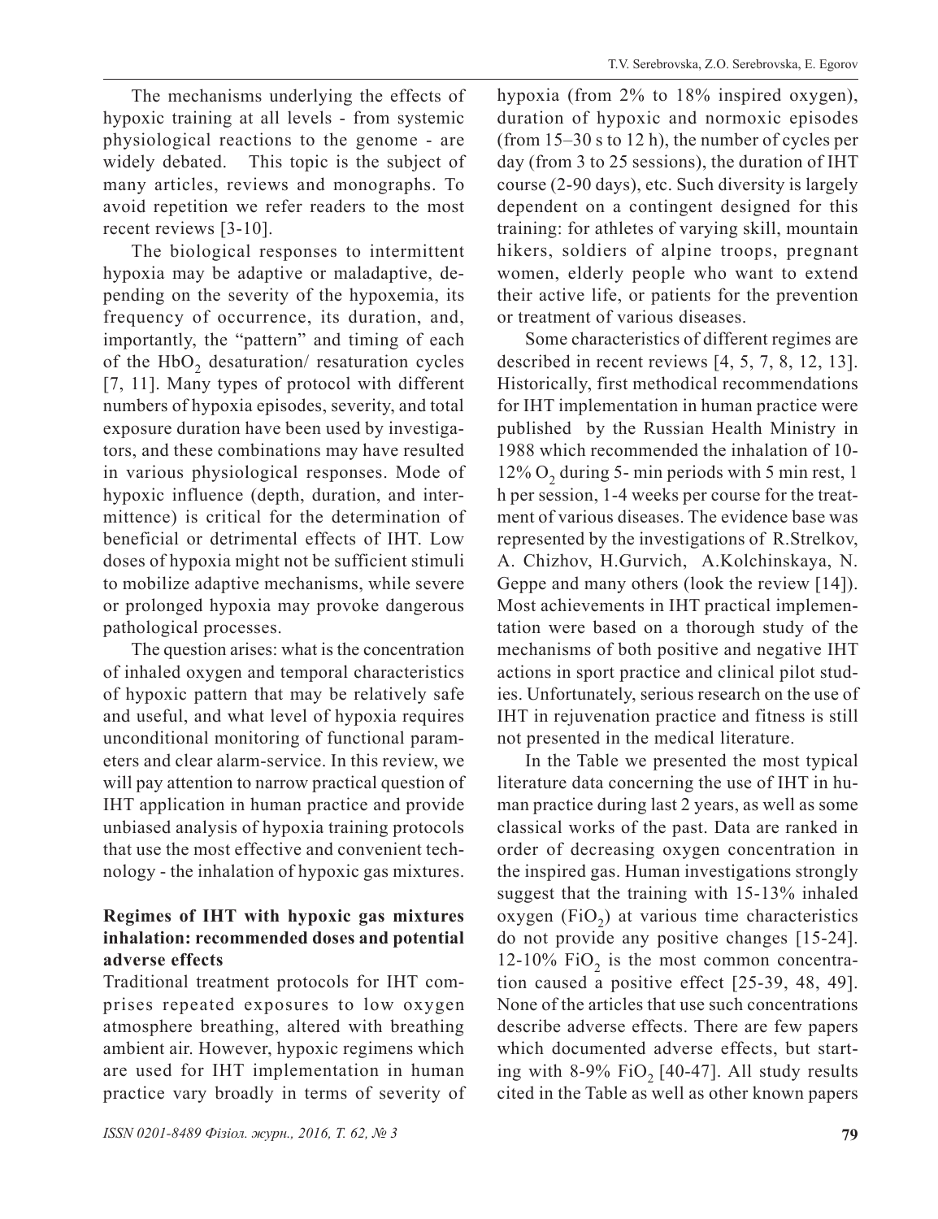The mechanisms underlying the effects of hypoxic training at all levels - from systemic physiological reactions to the genome - are widely debated. This topic is the subject of many articles, reviews and monographs. To avoid repetition we refer readers to the most recent reviews [3-10].

The biological responses to intermittent hypoxia may be adaptive or maladaptive, depending on the severity of the hypoxemia, its frequency of occurrence, its duration, and, importantly, the "pattern" and timing of each of the $HbO_2$ desaturation/ resaturation cycles [7, 11]. Many types of protocol with different numbers of hypoxia episodes, severity, and total exposure duration have been used by investigators, and these combinations may have resulted in various physiological responses. Mode of hypoxic influence (depth, duration, and intermittence) is critical for the determination of beneficial or detrimental effects of IHT. Low doses of hypoxia might not be sufficient stimuli to mobilize adaptive mechanisms, while severe or prolonged hypoxia may provoke dangerous pathological processes.

The question arises: what is the concentration of inhaled oxygen and temporal characteristics of hypoxic pattern that may be relatively safe and useful, and what level of hypoxia requires unconditional monitoring of functional parameters and clear alarm-service. In this review, we will pay attention to narrow practical question of IHT application in human practice and provide unbiased analysis of hypoxia training protocols that use the most effective and convenient technology - the inhalation of hypoxic gas mixtures.

**Regimes of IHT with hypoxic gas mixtures inhalation: recommended doses and potential adverse effects**

Traditional treatment protocols for IHT comprises repeated exposures to low oxygen atmosphere breathing, altered with breathing ambient air. However, hypoxic regimens which are used for IHT implementation in human practice vary broadly in terms of severity of hypoxia (from 2% to 18% inspired oxygen), duration of hypoxic and normoxic episodes (from 15–30 s to 12 h), the number of cycles per day (from 3 to 25 sessions), the duration of IHT course (2-90 days), etc. Such diversity is largely dependent on a contingent designed for this training: for athletes of varying skill, mountain hikers, soldiers of alpine troops, pregnant women, elderly people who want to extend their active life, or patients for the prevention or treatment of various diseases.

Some characteristics of different regimes are described in recent reviews [4, 5, 7, 8, 12, 13]. Historically, first methodical recommendations for IHT implementation in human practice were published by the Russian Health Ministry in 1988 which recommended the inhalation of 10-12% $O_2$ during 5- min periods with 5 min rest, 1 h per session, 1-4 weeks per course for the treatment of various diseases. The evidence base was represented by the investigations of R.Strelkov, A. Chizhov, H.Gurvich, A.Kolchinskaya, N. Geppe and many others (look the review [14]). Most achievements in IHT practical implementation were based on a thorough study of the mechanisms of both positive and negative IHT actions in sport practice and clinical pilot studies. Unfortunately, serious research on the use of IHT in rejuvenation practice and fitness is still not presented in the medical literature.

In the Table we presented the most typical literature data concerning the use of IHT in human practice during last 2 years, as well as some classical works of the past. Data are ranked in order of decreasing oxygen concentration in the inspired gas. Human investigations strongly suggest that the training with 15-13% inhaled oxygen ($FiO_2$) at various time characteristics do not provide any positive changes [15-24]. 12-10% $FiO_2$ is the most common concentration caused a positive effect [25-39, 48, 49]. None of the articles that use such concentrations describe adverse effects. There are few papers which documented adverse effects, but starting with 8-9% $FiO_2$ [40-47]. All study results cited in the Table as well as other known papers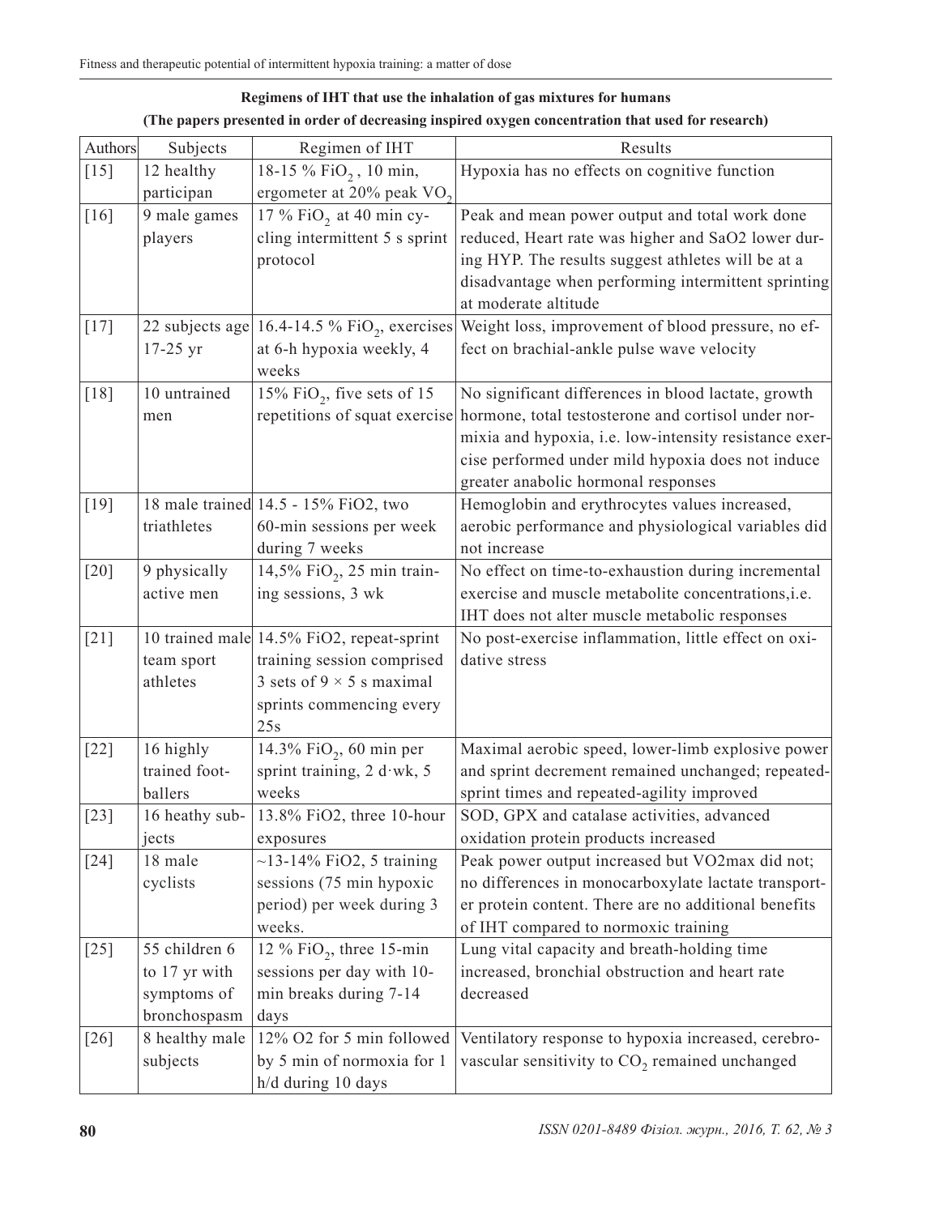**Regimens of IHT that use the inhalation of gas mixtures for humans**

**(The papers presented in order of decreasing inspired oxygen concentration that used for research)**

| Authors | Subjects | Regimen of IHT | Results |
|---|---|---|---|
| [15] | 12 healthy participan | 18-15 % $FiO_2$, 10 min, ergometer at 20% peak $VO_2$ | Hypoxia has no effects on cognitive function |
| [16] | 9 male games players | 17 % $FiO_2$ at 40 min cycling intermittent 5 s sprint protocol | Peak and mean power output and total work done reduced, Heart rate was higher and SaO2 lower during HYP. The results suggest athletes will be at a disadvantage when performing intermittent sprinting at moderate altitude |
| [17] | 22 subjects age 17-25 yr | 16.4-14.5 % $FiO_2$, exercises at 6-h hypoxia weekly, 4 weeks | Weight loss, improvement of blood pressure, no effect on brachial-ankle pulse wave velocity |
| [18] | 10 untrained men | 15% $FiO_2$, five sets of 15 repetitions of squat exercise | No significant differences in blood lactate, growth hormone, total testosterone and cortisol under normixia and hypoxia, i.e. low-intensity resistance exercise performed under mild hypoxia does not induce greater anabolic hormonal responses |
| [19] | 18 male trained triathletes | 14.5 - 15% FiO2, two 60-min sessions per week during 7 weeks | Hemoglobin and erythrocytes values increased, aerobic performance and physiological variables did not increase |
| [20] | 9 physically active men | 14,5% $FiO_2$, 25 min training sessions, 3 wk | No effect on time-to-exhaustion during incremental exercise and muscle metabolite concentrations,i.e. IHT does not alter muscle metabolic responses |
| [21] | 10 trained male team sport athletes | 14.5% FiO2, repeat-sprint training session comprised 3 sets of 9 × 5 s maximal sprints commencing every 25s | No post-exercise inflammation, little effect on oxidative stress |
| [22] | 16 highly trained footballers | 14.3% $FiO_2$, 60 min per sprint training, 2 d·wk, 5 weeks | Maximal aerobic speed, lower-limb explosive power and sprint decrement remained unchanged; repeated-sprint times and repeated-agility improved |
| [23] | 16 heathy subjects | 13.8% FiO2, three 10-hour exposures | SOD, GPX and catalase activities, advanced oxidation protein products increased |
| [24] | 18 male cyclists | ~13-14% FiO2, 5 training sessions (75 min hypoxic period) per week during 3 weeks. | Peak power output increased but VO2max did not; no differences in monocarboxylate lactate transporter protein content. There are no additional benefits of IHT compared to normoxic training |
| [25] | 55 children 6 to 17 yr with symptoms of bronchospasm | 12 % $FiO_2$, three 15-min sessions per day with 10-min breaks during 7-14 days | Lung vital capacity and breath-holding time increased, bronchial obstruction and heart rate decreased |
| [26] | 8 healthy male subjects | 12% O2 for 5 min followed by 5 min of normoxia for 1 h/d during 10 days | Ventilatory response to hypoxia increased, cerebrovascular sensitivity to $CO_2$ remained unchanged |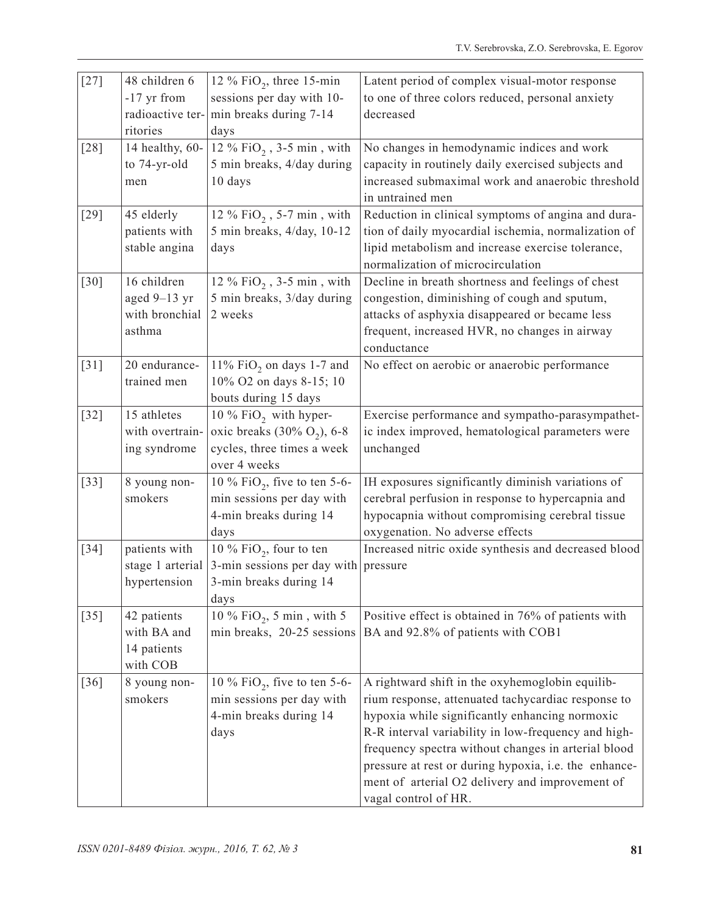| [27] | 48 children 6 -17 yr from radioactive territories | 12 % $FiO_2$, three 15-min sessions per day with 10-min breaks during 7-14 days | Latent period of complex visual-motor response to one of three colors reduced, personal anxiety decreased |
|---|---|---|---|
| [28] | 14 healthy, 60- to 74-yr-old men | 12 % $FiO_2$ , 3-5 min , with 5 min breaks, 4/day during 10 days | No changes in hemodynamic indices and work capacity in routinely daily exercised subjects and increased submaximal work and anaerobic threshold in untrained men |
| [29] | 45 elderly patients with stable angina | 12 % $FiO_2$ , 5-7 min , with 5 min breaks, 4/day, 10-12 days | Reduction in clinical symptoms of angina and duration of daily myocardial ischemia, normalization of lipid metabolism and increase exercise tolerance, normalization of microcirculation |
| [30] | 16 children aged 9–13 yr with bronchial asthma | 12 % $FiO_2$ , 3-5 min , with 5 min breaks, 3/day during 2 weeks | Decline in breath shortness and feelings of chest congestion, diminishing of cough and sputum, attacks of asphyxia disappeared or became less frequent, increased HVR, no changes in airway conductance |
| [31] | 20 endurance-trained men | 11% $FiO_2$ on days 1-7 and 10% O2 on days 8-15; 10 bouts during 15 days | No effect on aerobic or anaerobic performance |
| [32] | 15 athletes with overtraining syndrome | 10 % $FiO_2$ with hyperoxic breaks (30% $O_2$), 6-8 cycles, three times a week over 4 weeks | Exercise performance and sympatho-parasympathetic index improved, hematological parameters were unchanged |
| [33] | 8 young non-smokers | 10 % $FiO_2$, five to ten 5-6-min sessions per day with 4-min breaks during 14 days | IH exposures significantly diminish variations of cerebral perfusion in response to hypercapnia and hypocapnia without compromising cerebral tissue oxygenation. No adverse effects |
| [34] | patients with stage 1 arterial hypertension | 10 % $FiO_2$, four to ten 3-min sessions per day with 3-min breaks during 14 days | Increased nitric oxide synthesis and decreased blood pressure |
| [35] | 42 patients with BA and 14 patients with COB | 10 % $FiO_2$, 5 min , with 5 min breaks, 20-25 sessions | Positive effect is obtained in 76% of patients with BA and 92.8% of patients with COB1 |
| [36] | 8 young non-smokers | 10 % $FiO_2$, five to ten 5-6-min sessions per day with 4-min breaks during 14 days | A rightward shift in the oxyhemoglobin equilibrium response, attenuated tachycardiac response to hypoxia while significantly enhancing normoxic R-R interval variability in low-frequency and high-frequency spectra without changes in arterial blood pressure at rest or during hypoxia, i.e. the enhancement of arterial O2 delivery and improvement of vagal control of HR. |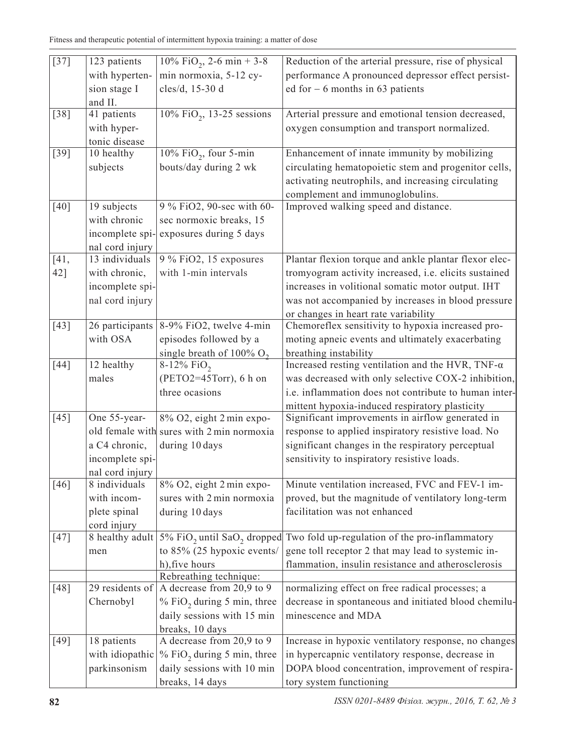| | | | |
|---|---|---|---|
| [37] | 123 patients with hypertension stage I and II. | 10% $FiO_2$, 2-6 min + 3-8 min normoxia, 5-12 cycles/d, 15-30 d | Reduction of the arterial pressure, rise of physical performance A pronounced depressor effect persisted for – 6 months in 63 patients |
| [38] | 41 patients with hypertonic disease | 10% $FiO_2$, 13-25 sessions | Arterial pressure and emotional tension decreased, oxygen consumption and transport normalized. |
| [39] | 10 healthy subjects | 10% $FiO_2$, four 5-min bouts/day during 2 wk | Enhancement of innate immunity by mobilizing circulating hematopoietic stem and progenitor cells, activating neutrophils, and increasing circulating complement and immunoglobulins. |
| [40] | 19 subjects with chronic incomplete spinal cord injury | 9 % FiO2, 90-sec with 60-sec normoxic breaks, 15 exposures during 5 days | Improved walking speed and distance. |
| [41, 42] | 13 individuals with chronic, incomplete spinal cord injury | 9 % FiO2, 15 exposures with 1-min intervals | Plantar flexion torque and ankle plantar flexor electromyogram activity increased, i.e. elicits sustained increases in volitional somatic motor output. IHT was not accompanied by increases in blood pressure or changes in heart rate variability |
| [43] | 26 participants with OSA | 8-9% FiO2, twelve 4-min episodes followed by a single breath of 100% $O_2$ | Chemoreflex sensitivity to hypoxia increased promoting apneic events and ultimately exacerbating breathing instability |
| [44] | 12 healthy males | 8-12% $FiO_2$ (PETO2=45Torr), 6 h on three ocasions | Increased resting ventilation and the HVR, TNF-α was decreased with only selective COX-2 inhibition, i.e. inflammation does not contribute to human intermittent hypoxia-induced respiratory plasticity |
| [45] | One 55-year-old female with a C4 chronic, incomplete spinal cord injury | 8% O2, eight 2 min exposures with 2 min normoxia during 10 days | Significant improvements in airflow generated in response to applied inspiratory resistive load. No significant changes in the respiratory perceptual sensitivity to inspiratory resistive loads. |
| [46] | 8 individuals with incomplete spinal cord injury | 8% O2, eight 2 min exposures with 2 min normoxia during 10 days | Minute ventilation increased, FVC and FEV-1 improved, but the magnitude of ventilatory long-term facilitation was not enhanced |
| [47] | 8 healthy adult men | 5% $FiO_2$ until $SaO_2$ dropped to 85% (25 hypoxic events/h),five hours | Two fold up-regulation of the pro-inflammatory gene toll receptor 2 that may lead to systemic inflammation, insulin resistance and atherosclerosis |
| | | Rebreathing technique: | |
| [48] | 29 residents of Chernobyl | A decrease from 20,9 to 9 % $FiO_2$ during 5 min, three daily sessions with 15 min breaks, 10 days | normalizing effect on free radical processes; a decrease in spontaneous and initiated blood chemiluminescence and MDA |
| [49] | 18 patients with idiopathic parkinsonism | A decrease from 20,9 to 9 % $FiO_2$ during 5 min, three daily sessions with 10 min breaks, 14 days | Increase in hypoxic ventilatory response, no changes in hypercapnic ventilatory response, decrease in DOPA blood concentration, improvement of respiratory system functioning |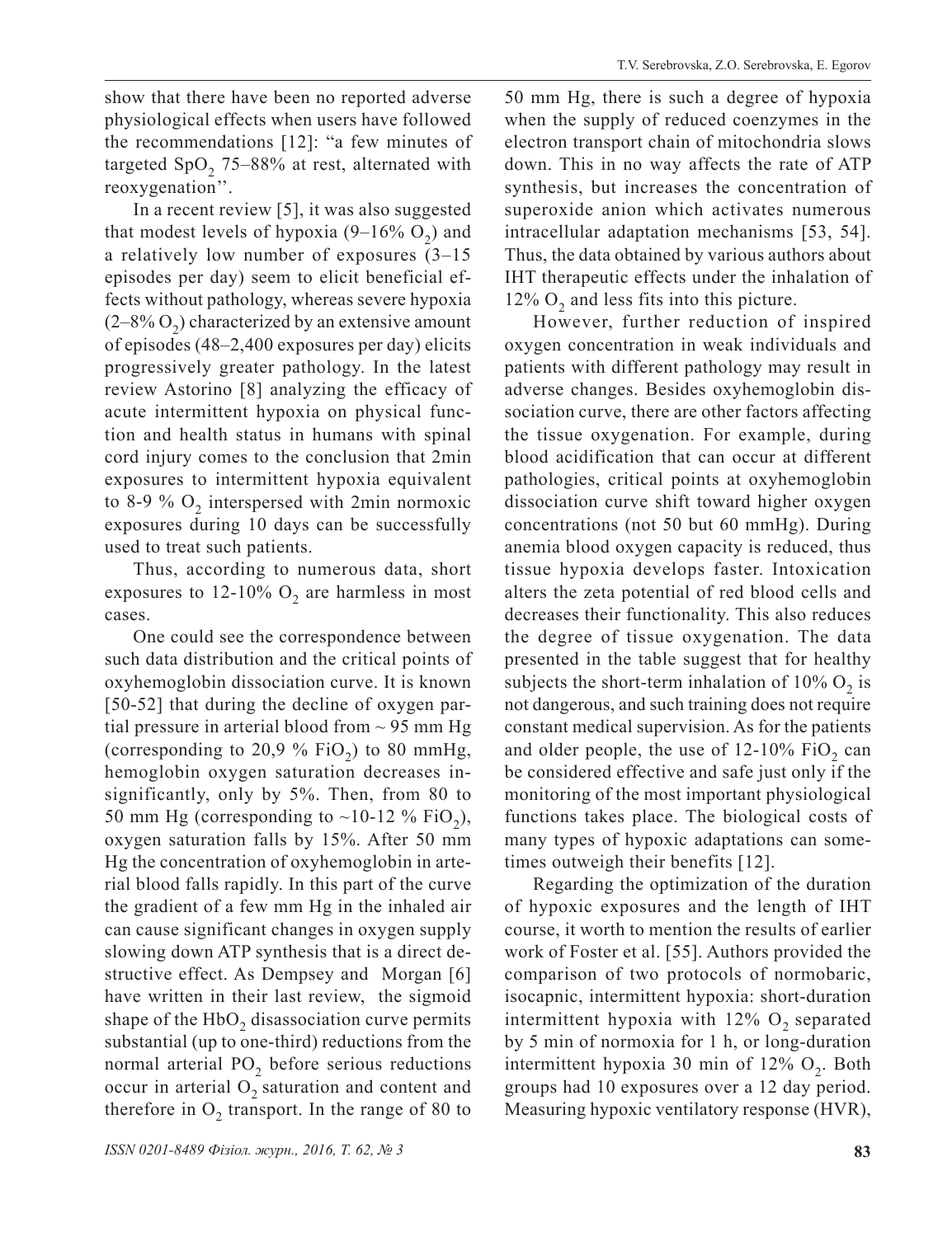show that there have been no reported adverse physiological effects when users have followed the recommendations [12]: "a few minutes of targeted $SpO_2$ 75–88% at rest, alternated with reoxygenation''.

In a recent review [5], it was also suggested that modest levels of hypoxia (9–16% $O_2$) and a relatively low number of exposures (3–15 episodes per day) seem to elicit beneficial effects without pathology, whereas severe hypoxia (2–8% $O_2$) characterized by an extensive amount of episodes (48–2,400 exposures per day) elicits progressively greater pathology. In the latest review Astorino [8] analyzing the efficacy of acute intermittent hypoxia on physical function and health status in humans with spinal cord injury comes to the conclusion that 2min exposures to intermittent hypoxia equivalent to 8-9 % $O_2$ interspersed with 2min normoxic exposures during 10 days can be successfully used to treat such patients.

Thus, according to numerous data, short exposures to 12-10% $O_2$ are harmless in most cases.

One could see the correspondence between such data distribution and the critical points of oxyhemoglobin dissociation curve. It is known [50-52] that during the decline of oxygen partial pressure in arterial blood from ~ 95 mm Hg (corresponding to 20,9 % $FiO_2$) to 80 mmHg, hemoglobin oxygen saturation decreases insignificantly, only by 5%. Then, from 80 to 50 mm Hg (corresponding to ~10-12 % $FiO_2$), oxygen saturation falls by 15%. After 50 mm Hg the concentration of oxyhemoglobin in arterial blood falls rapidly. In this part of the curve the gradient of a few mm Hg in the inhaled air can cause significant changes in oxygen supply slowing down ATP synthesis that is a direct destructive effect. As Dempsey and Morgan [6] have written in their last review, the sigmoid shape of the $HbO_2$ disassociation curve permits substantial (up to one-third) reductions from the normal arterial $PO_2$ before serious reductions occur in arterial $O_2$ saturation and content and therefore in $O_2$ transport. In the range of 80 to 50 mm Hg, there is such a degree of hypoxia when the supply of reduced coenzymes in the electron transport chain of mitochondria slows down. This in no way affects the rate of ATP synthesis, but increases the concentration of superoxide anion which activates numerous intracellular adaptation mechanisms [53, 54]. Thus, the data obtained by various authors about IHT therapeutic effects under the inhalation of 12% $O_2$ and less fits into this picture.

However, further reduction of inspired oxygen concentration in weak individuals and patients with different pathology may result in adverse changes. Besides oxyhemoglobin dissociation curve, there are other factors affecting the tissue oxygenation. For example, during blood acidification that can occur at different pathologies, critical points at oxyhemoglobin dissociation curve shift toward higher oxygen concentrations (not 50 but 60 mmHg). During anemia blood oxygen capacity is reduced, thus tissue hypoxia develops faster. Intoxication alters the zeta potential of red blood cells and decreases their functionality. This also reduces the degree of tissue oxygenation. The data presented in the table suggest that for healthy subjects the short-term inhalation of 10% $O_2$ is not dangerous, and such training does not require constant medical supervision. As for the patients and older people, the use of 12-10% $FiO_2$ can be considered effective and safe just only if the monitoring of the most important physiological functions takes place. The biological costs of many types of hypoxic adaptations can sometimes outweigh their benefits [12].

Regarding the optimization of the duration of hypoxic exposures and the length of IHT course, it worth to mention the results of earlier work of Foster et al. [55]. Authors provided the comparison of two protocols of normobaric, isocapnic, intermittent hypoxia: short-duration intermittent hypoxia with 12% $O_2$ separated by 5 min of normoxia for 1 h, or long-duration intermittent hypoxia 30 min of 12% $O_2$. Both groups had 10 exposures over a 12 day period. Measuring hypoxic ventilatory response (HVR),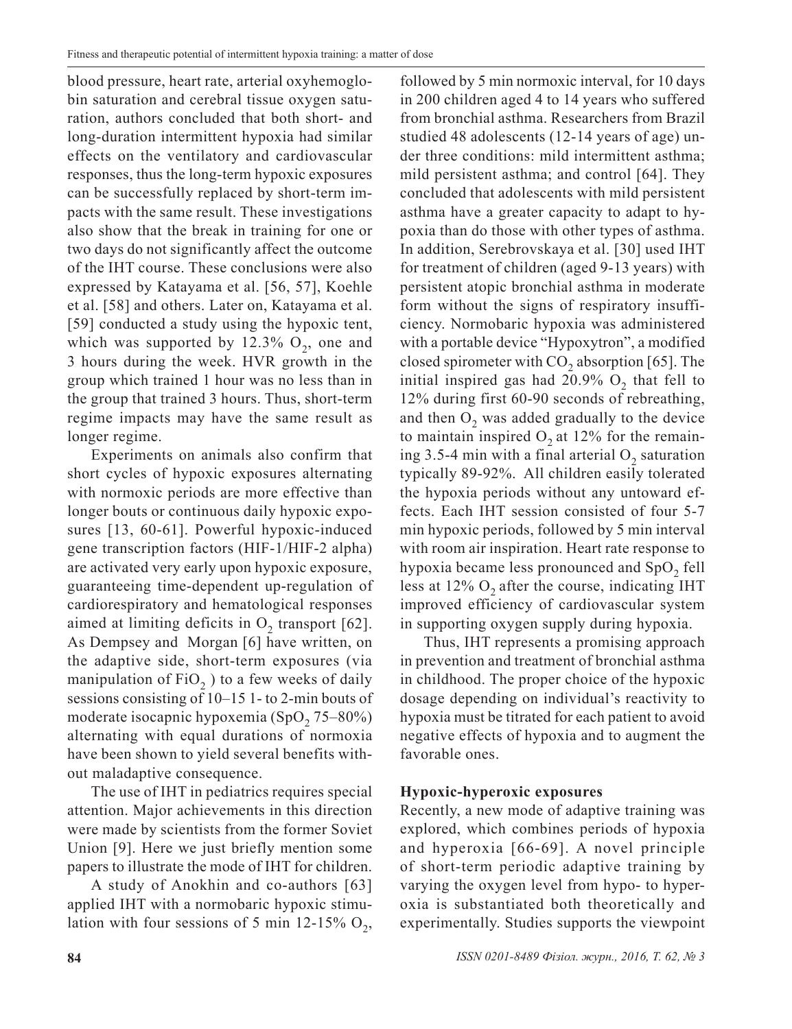blood pressure, heart rate, arterial oxyhemoglobin saturation and cerebral tissue oxygen saturation, authors concluded that both short- and long-duration intermittent hypoxia had similar effects on the ventilatory and cardiovascular responses, thus the long-term hypoxic exposures can be successfully replaced by short-term impacts with the same result. These investigations also show that the break in training for one or two days do not significantly affect the outcome of the IHT course. These conclusions were also expressed by Katayama et al. [56, 57], Koehle et al. [58] and others. Later on, Katayama et al. [59] conducted a study using the hypoxic tent, which was supported by 12.3% $O_2$, one and 3 hours during the week. HVR growth in the group which trained 1 hour was no less than in the group that trained 3 hours. Thus, short-term regime impacts may have the same result as longer regime.

Experiments on animals also confirm that short cycles of hypoxic exposures alternating with normoxic periods are more effective than longer bouts or continuous daily hypoxic exposures [13, 60-61]. Powerful hypoxic-induced gene transcription factors (HIF-1/HIF-2 alpha) are activated very early upon hypoxic exposure, guaranteeing time-dependent up-regulation of cardiorespiratory and hematological responses aimed at limiting deficits in $O_2$ transport [62]. As Dempsey and Morgan [6] have written, on the adaptive side, short-term exposures (via manipulation of $FiO_2$) to a few weeks of daily sessions consisting of 10–15 1- to 2-min bouts of moderate isocapnic hypoxemia ($SpO_2$ 75–80%) alternating with equal durations of normoxia have been shown to yield several benefits without maladaptive consequence.

The use of IHT in pediatrics requires special attention. Major achievements in this direction were made by scientists from the former Soviet Union [9]. Here we just briefly mention some papers to illustrate the mode of IHT for children.

A study of Anokhin and co-authors [63] applied IHT with a normobaric hypoxic stimulation with four sessions of 5 min 12-15% $O_2$, followed by 5 min normoxic interval, for 10 days in 200 children aged 4 to 14 years who suffered from bronchial asthma. Researchers from Brazil studied 48 adolescents (12-14 years of age) under three conditions: mild intermittent asthma; mild persistent asthma; and control [64]. They concluded that adolescents with mild persistent asthma have a greater capacity to adapt to hypoxia than do those with other types of asthma. In addition, Serebrovskaya et al. [30] used IHT for treatment of children (aged 9-13 years) with persistent atopic bronchial asthma in moderate form without the signs of respiratory insufficiency. Normobaric hypoxia was administered with a portable device "Hypoxytron", a modified closed spirometer with $CO_2$ absorption [65]. The initial inspired gas had 20.9% $O_2$ that fell to 12% during first 60-90 seconds of rebreathing, and then $O_2$ was added gradually to the device to maintain inspired $O_2$ at 12% for the remaining 3.5-4 min with a final arterial $O_2$ saturation typically 89-92%. All children easily tolerated the hypoxia periods without any untoward effects. Each IHT session consisted of four 5-7 min hypoxic periods, followed by 5 min interval with room air inspiration. Heart rate response to hypoxia became less pronounced and $SpO_2$ fell less at 12% $O_2$ after the course, indicating IHT improved efficiency of cardiovascular system in supporting oxygen supply during hypoxia.

Thus, IHT represents a promising approach in prevention and treatment of bronchial asthma in childhood. The proper choice of the hypoxic dosage depending on individual's reactivity to hypoxia must be titrated for each patient to avoid negative effects of hypoxia and to augment the favorable ones.

**Hypoxic-hyperoxic exposures**

Recently, a new mode of adaptive training was explored, which combines periods of hypoxia and hyperoxia [66-69]. A novel principle of short-term periodic adaptive training by varying the oxygen level from hypo- to hyperoxia is substantiated both theoretically and experimentally. Studies supports the viewpoint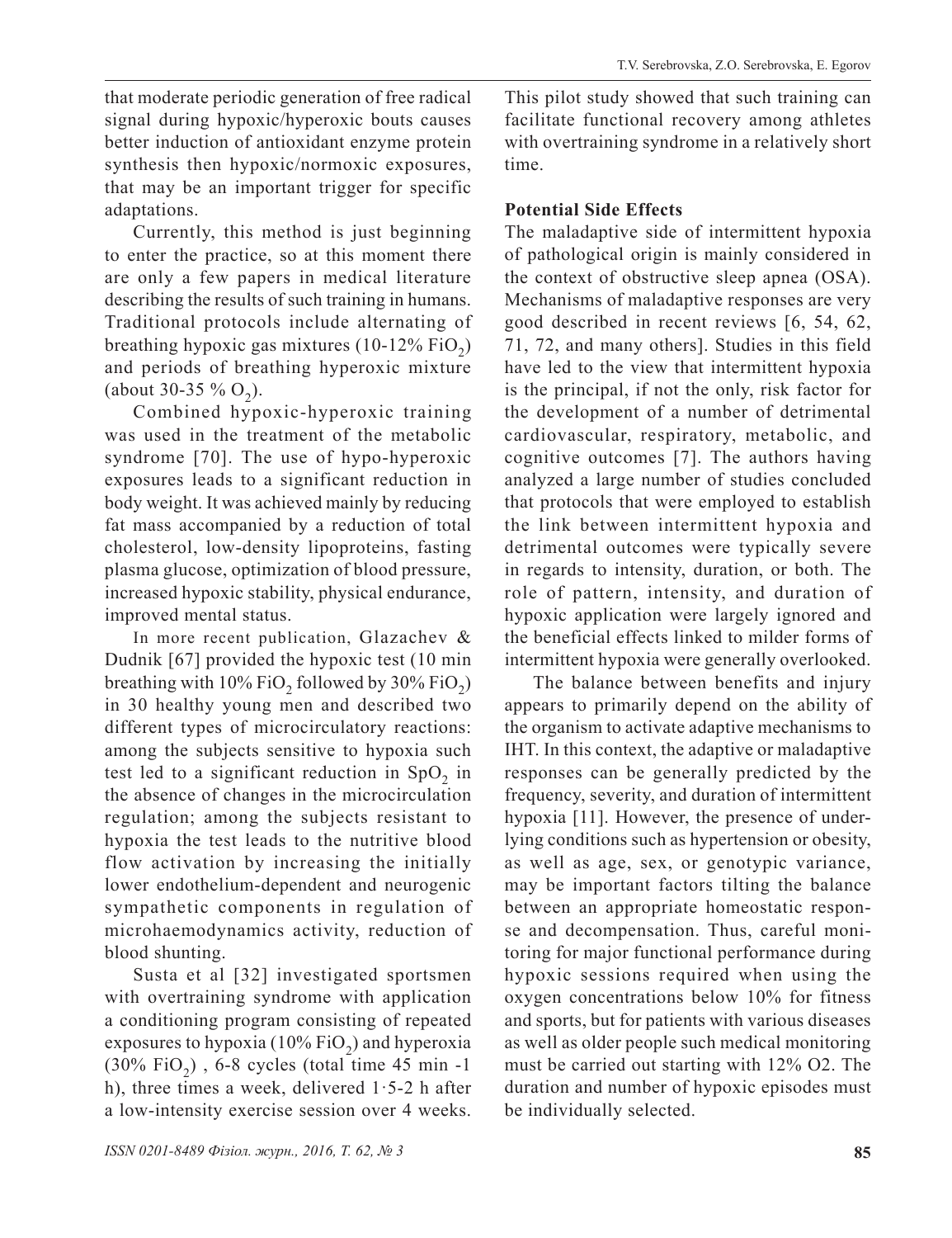that moderate periodic generation of free radical signal during hypoxic/hyperoxic bouts causes better induction of antioxidant enzyme protein synthesis then hypoxic/normoxic exposures, that may be an important trigger for specific adaptations.

Currently, this method is just beginning to enter the practice, so at this moment there are only a few papers in medical literature describing the results of such training in humans. Traditional protocols include alternating of breathing hypoxic gas mixtures (10-12% $FiO_2$) and periods of breathing hyperoxic mixture (about 30-35 % $O_2$).

Combined hypoxic-hyperoxic training was used in the treatment of the metabolic syndrome [70]. The use of hypo-hyperoxic exposures leads to a significant reduction in body weight. It was achieved mainly by reducing fat mass accompanied by a reduction of total cholesterol, low-density lipoproteins, fasting plasma glucose, optimization of blood pressure, increased hypoxic stability, physical endurance, improved mental status.

In more recent publication, Glazachev & Dudnik [67] provided the hypoxic test (10 min breathing with 10% $FiO_2$ followed by 30% $FiO_2$) in 30 healthy young men and described two different types of microcirculatory reactions: among the subjects sensitive to hypoxia such test led to a significant reduction in $SpO_2$ in the absence of changes in the microcirculation regulation; among the subjects resistant to hypoxia the test leads to the nutritive blood flow activation by increasing the initially lower endothelium-dependent and neurogenic sympathetic components in regulation of microhaemodynamics activity, reduction of blood shunting.

Susta et al [32] investigated sportsmen with overtraining syndrome with application a conditioning program consisting of repeated exposures to hypoxia (10% $FiO_2$) and hyperoxia (30% $FiO_2$) , 6-8 cycles (total time 45 min -1 h), three times a week, delivered 1·5-2 h after a low-intensity exercise session over 4 weeks. This pilot study showed that such training can facilitate functional recovery among athletes with overtraining syndrome in a relatively short time.

**Potential Side Effects**

The maladaptive side of intermittent hypoxia of pathological origin is mainly considered in the context of obstructive sleep apnea (OSA). Mechanisms of maladaptive responses are very good described in recent reviews [6, 54, 62, 71, 72, and many others]. Studies in this field have led to the view that intermittent hypoxia is the principal, if not the only, risk factor for the development of a number of detrimental cardiovascular, respiratory, metabolic, and cognitive outcomes [7]. The authors having analyzed a large number of studies concluded that protocols that were employed to establish the link between intermittent hypoxia and detrimental outcomes were typically severe in regards to intensity, duration, or both. The role of pattern, intensity, and duration of hypoxic application were largely ignored and the beneficial effects linked to milder forms of intermittent hypoxia were generally overlooked.

The balance between benefits and injury appears to primarily depend on the ability of the organism to activate adaptive mechanisms to IHT. In this context, the adaptive or maladaptive responses can be generally predicted by the frequency, severity, and duration of intermittent hypoxia [11]. However, the presence of underlying conditions such as hypertension or obesity, as well as age, sex, or genotypic variance, may be important factors tilting the balance between an appropriate homeostatic response and decompensation. Thus, careful monitoring for major functional performance during hypoxic sessions required when using the oxygen concentrations below 10% for fitness and sports, but for patients with various diseases as well as older people such medical monitoring must be carried out starting with 12% O2. The duration and number of hypoxic episodes must be individually selected.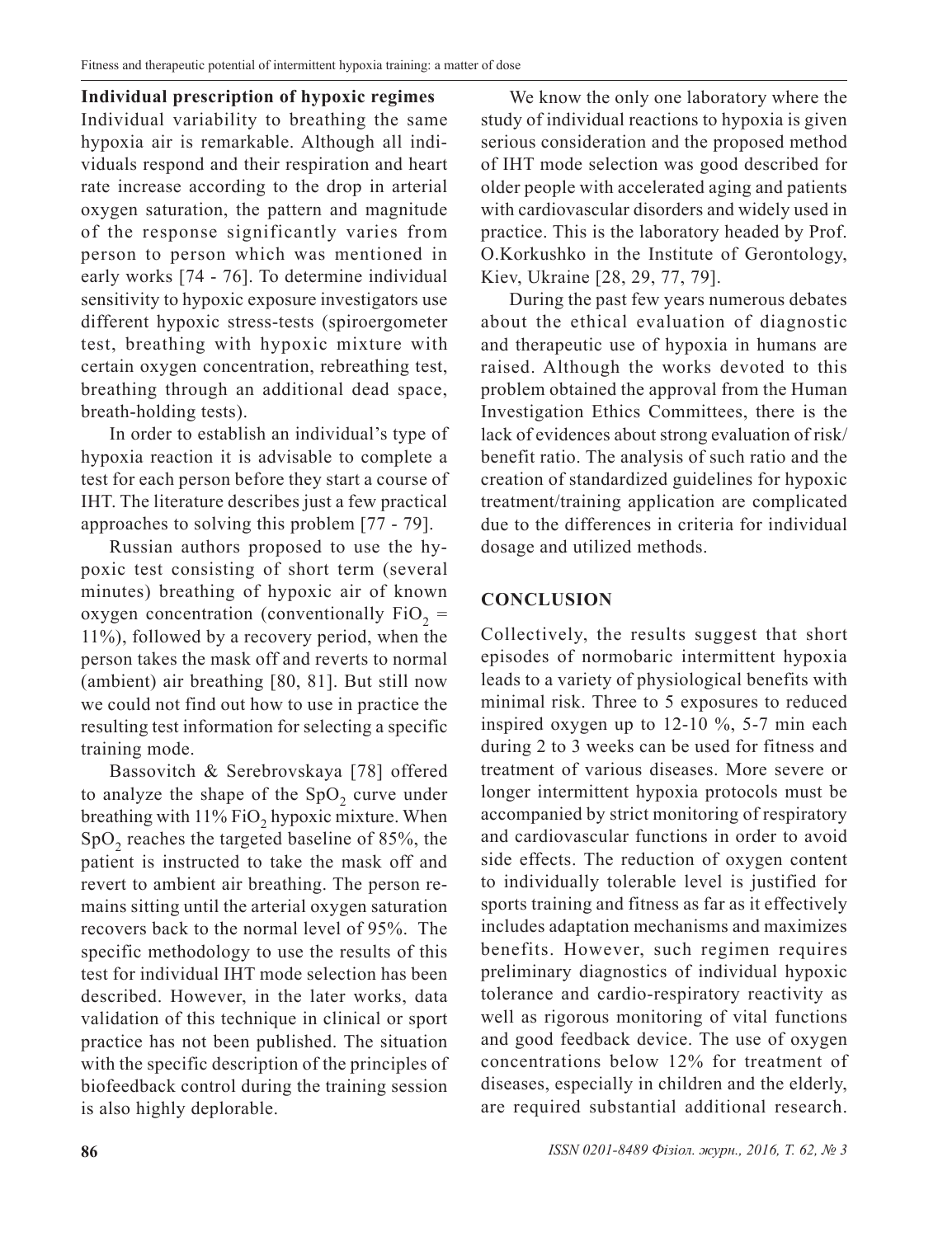## Individual prescription of hypoxic regimes

Individual variability to breathing the same hypoxia air is remarkable. Although all individuals respond and their respiration and heart rate increase according to the drop in arterial oxygen saturation, the pattern and magnitude of the response significantly varies from person to person which was mentioned in early works [74 - 76]. To determine individual sensitivity to hypoxic exposure investigators use different hypoxic stress-tests (spiroergometer test, breathing with hypoxic mixture with certain oxygen concentration, rebreathing test, breathing through an additional dead space, breath-holding tests).

In order to establish an individual's type of hypoxia reaction it is advisable to complete a test for each person before they start a course of IHT. The literature describes just a few practical approaches to solving this problem [77 - 79].

Russian authors proposed to use the hypoxic test consisting of short term (several minutes) breathing of hypoxic air of known oxygen concentration (conventionally $FiO_2$ = 11%), followed by a recovery period, when the person takes the mask off and reverts to normal (ambient) air breathing [80, 81]. But still now we could not find out how to use in practice the resulting test information for selecting a specific training mode.

Bassovitch & Serebrovskaya [78] offered to analyze the shape of the $SpO_2$ curve under breathing with 11% $FiO_2$ hypoxic mixture. When $SpO_2$ reaches the targeted baseline of 85%, the patient is instructed to take the mask off and revert to ambient air breathing. The person remains sitting until the arterial oxygen saturation recovers back to the normal level of 95%. The specific methodology to use the results of this test for individual IHT mode selection has been described. However, in the later works, data validation of this technique in clinical or sport practice has not been published. The situation with the specific description of the principles of biofeedback control during the training session is also highly deplorable.

We know the only one laboratory where the study of individual reactions to hypoxia is given serious consideration and the proposed method of IHT mode selection was good described for older people with accelerated aging and patients with cardiovascular disorders and widely used in practice. This is the laboratory headed by Prof. O.Korkushko in the Institute of Gerontology, Kiev, Ukraine [28, 29, 77, 79].

During the past few years numerous debates about the ethical evaluation of diagnostic and therapeutic use of hypoxia in humans are raised. Although the works devoted to this problem obtained the approval from the Human Investigation Ethics Committees, there is the lack of evidences about strong evaluation of risk/benefit ratio. The analysis of such ratio and the creation of standardized guidelines for hypoxic treatment/training application are complicated due to the differences in criteria for individual dosage and utilized methods.

## CONCLUSION

Collectively, the results suggest that short episodes of normobaric intermittent hypoxia leads to a variety of physiological benefits with minimal risk. Three to 5 exposures to reduced inspired oxygen up to 12-10 %, 5-7 min each during 2 to 3 weeks can be used for fitness and treatment of various diseases. More severe or longer intermittent hypoxia protocols must be accompanied by strict monitoring of respiratory and cardiovascular functions in order to avoid side effects. The reduction of oxygen content to individually tolerable level is justified for sports training and fitness as far as it effectively includes adaptation mechanisms and maximizes benefits. However, such regimen requires preliminary diagnostics of individual hypoxic tolerance and cardio-respiratory reactivity as well as rigorous monitoring of vital functions and good feedback device. The use of oxygen concentrations below 12% for treatment of diseases, especially in children and the elderly, are required substantial additional research.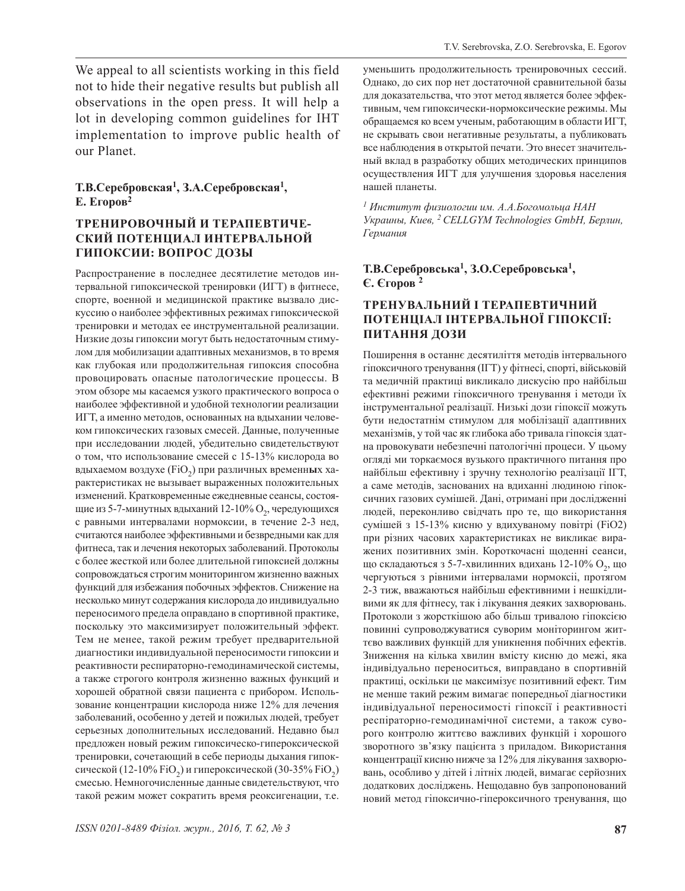We appeal to all scientists working in this field not to hide their negative results but publish all observations in the open press. It will help a lot in developing common guidelines for IHT implementation to improve public health of our Planet.

**Т.В.Серебровская[1], З.А.Серебровская[1], Е. Егоров[2]**

## ТРЕНИРОВОЧНЫЙ И ТЕРАПЕВТИЧЕСКИЙ ПОТЕНЦИАЛ ИНТЕРВАЛЬНОЙ ГИПОКСИИ: ВОПРОС ДОЗЫ

Распространение в последнее десятилетие методов интервальной гипоксической тренировки (ИГТ) в фитнесе, спорте, военной и медицинской практике вызвало дискуссию о наиболее эффективных режимах гипоксической тренировки и методах ее инструментальной реализации. Низкие дозы гипоксии могут быть недостаточным стимулом для мобилизации адаптивных механизмов, в то время как глубокая или продолжительная гипоксия способна провоцировать опасные патологические процессы. В этом обзоре мы касаемся узкого практического вопроса о наиболее эффективной и удобной технологии реализации ИГТ, а именно методов, основанных на вдыхании человеком гипоксических газовых смесей. Данные, полученные при исследовании людей, убедительно свидетельствуют о том, что использование смесей с 15-13% кислорода во вдыхаемом воздухе ($FiO_2$) при различных временных характеристиках не вызывает выраженных положительных изменений. Кратковременные ежедневные сеансы, состоящие из 5-7-минутных вдыханий 12-10% $O_2$, чередующихся с равными интервалами нормоксии, в течение 2-3 нед, считаются наиболее эффективными и безвредными как для фитнеса, так и лечения некоторых заболеваний. Протоколы с более жесткой или более длительной гипоксией должны сопровождаться строгим мониторингом жизненно важных функций для избежания побочных эффектов. Снижение на несколько минут содержания кислорода до индивидуально переносимого предела оправдано в спортивной практике, поскольку это максимизирует положительный эффект. Тем не менее, такой режим требует предварительной диагностики индивидуальной переносимости гипоксии и реактивности респираторно-гемодинамической системы, а также строгого контроля жизненно важных функций и хорошей обратной связи пациента с прибором. Использование концентрации кислорода ниже 12% для лечения заболеваний, особенно у детей и пожилых людей, требует серьезных дополнительных исследований. Недавно был предложен новый режим гипоксическо-гипероксической тренировки, сочетающий в себе периоды дыхания гипоксической (12-10% $FiO_2$) и гипероксической (30-35% $FiO_2$) смесью. Немногочисленные данные свидетельствуют, что такой режим может сократить время реоксигенации, т.е. уменьшить продолжительность тренировочных сессий. Однако, до сих пор нет достаточной сравнительной базы для доказательства, что этот метод является более эффективным, чем гипоксически-нормоксические режимы. Мы обращаемся ко всем ученым, работающим в области ИГТ, не скрывать свои негативные результаты, а публиковать все наблюдения в открытой печати. Это внесет значительный вклад в разработку общих методических принципов осуществления ИГТ для улучшения здоровья населения нашей планеты.

*[1] Институт физиологии им. А.А.Богомольца НАН Украины, Киев, [2] CELLGYM Technologies GmbH, Берлин, Германия*

**Т.В.Серебровська[1], З.О.Серебровська[1], Є. Єгоров[2]**

## ТРЕНУВАЛЬНИЙ І ТЕРАПЕВТИЧНИЙ ПОТЕНЦІАЛ ІНТЕРВАЛЬНОЇ ГІПОКСІЇ: ПИТАННЯ ДОЗИ

Поширення в останнє десятиліття методів інтервального гіпоксичного тренування (ІГТ) у фітнесі, спорті, військовій та медичній практиці викликало дискусію про найбільш ефективні режими гіпоксичного тренування і методи їх інструментальної реалізації. Низькі дози гіпоксії можуть бути недостатнім стимулом для мобілізації адаптивних механізмів, у той час як глибока або тривала гіпоксія здатна провокувати небезпечні патологічні процеси. У цьому огляді ми торкаємося вузького практичного питання про найбільш ефективну і зручну технологію реалізації ІГТ, а саме методів, заснованих на вдиханні людиною гіпоксичних газових сумішей. Дані, отримані при дослідженні людей, переконливо свідчать про те, що використання сумішей з 15-13% кисню у вдихуваному повітрі (FiO2) при різних часових характеристиках не викликає виражених позитивних змін. Короткочасні щоденні сеанси, що складаються з 5-7-хвилинних вдихань 12-10% $O_2$, що чергуються з рівними інтервалами нормоксії, протягом 2-3 тиж, вважаються найбільш ефективними і нешкідливими як для фітнесу, так і лікування деяких захворювань. Протоколи з жорсткішою або більш тривалою гіпоксією повинні супроводжуватися суворим моніторингом життєво важливих функцій для уникнення побічних ефектів. Зниження на кілька хвилин вмісту кисню до межі, яка індивідуально переноситься, виправдано в спортивній практиці, оскільки це максимізує позитивний ефект. Тим не менше такий режим вимагає попередньої діагностики індивідуальної переносимості гіпоксії і реактивності респіраторно-гемодинамічної системи, а також суворого контролю життєво важливих функцій і хорошого зворотного зв'язку пацієнта з приладом. Використання концентрації кисню нижче за 12% для лікування захворювань, особливо у дітей і літніх людей, вимагає серйозних додаткових досліджень. Нещодавно був запропонований новий метод гіпоксично-гіпероксичного тренування, що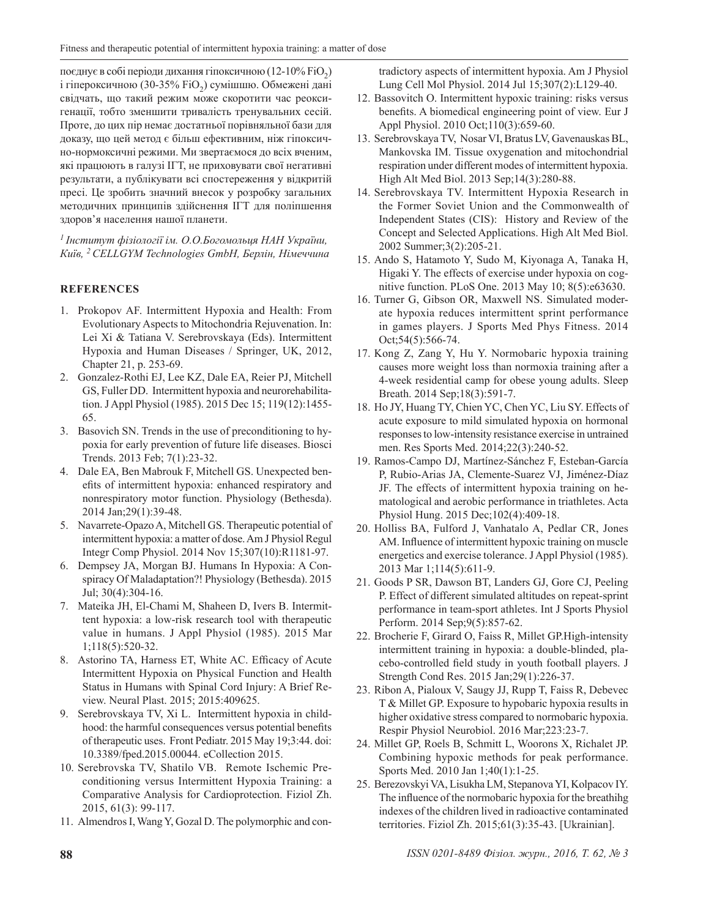поєднує в собі періоди дихання гіпоксичною (12-10% $FiO_2$) і гіпероксичною (30-35% $FiO_2$) сумішшю. Обмежені дані свідчать, що такий режим може скоротити час реоксигенації, тобто зменшити тривалість тренувальних сесій. Проте, до цих пір немає достатньої порівняльної бази для доказу, що цей метод є більш ефективним, ніж гіпоксично-нормоксичні режими. Ми звертаємося до всіх вченим, які працюють в галузі ІГТ, не приховувати свої негативні результати, а публікувати всі спостереження у відкритій пресі. Це зробить значний внесок у розробку загальних методичних принципів здійснення ІГТ для поліпшення здоров'я населення нашої планети.

*[1] Інститут фізіології ім. О.О.Богомольця НАН України, Київ, [2] CELLGYM Technologies GmbH, Берлін, Німеччина*

## REFERENCES

1. Prokopov AF. Intermittent Hypoxia and Health: From Evolutionary Aspects to Mitochondria Rejuvenation. In: Lei Xi & Tatiana V. Serebrovskaya (Eds). Intermittent Hypoxia and Human Diseases / Springer, UK, 2012, Chapter 21, p. 253-69.
2. Gonzalez-Rothi EJ, Lee KZ, Dale EA, Reier PJ, Mitchell GS, Fuller DD. Intermittent hypoxia and neurorehabilitation. J Appl Physiol (1985). 2015 Dec 15; 119(12):1455-65.
3. Basovich SN. Trends in the use of preconditioning to hypoxia for early prevention of future life diseases. Biosci Trends. 2013 Feb; 7(1):23-32.
4. Dale EA, Ben Mabrouk F, Mitchell GS. Unexpected benefits of intermittent hypoxia: enhanced respiratory and nonrespiratory motor function. Physiology (Bethesda). 2014 Jan;29(1):39-48.
5. Navarrete-Opazo A, Mitchell GS. Therapeutic potential of intermittent hypoxia: a matter of dose. Am J Physiol Regul Integr Comp Physiol. 2014 Nov 15;307(10):R1181-97.
6. Dempsey JA, Morgan BJ. Humans In Hypoxia: A Conspiracy Of Maladaptation?! Physiology (Bethesda). 2015 Jul; 30(4):304-16.
7. Mateika JH, El-Chami M, Shaheen D, Ivers B. Intermittent hypoxia: a low-risk research tool with therapeutic value in humans. J Appl Physiol (1985). 2015 Mar 1;118(5):520-32.
8. Astorino TA, Harness ET, White AC. Efficacy of Acute Intermittent Hypoxia on Physical Function and Health Status in Humans with Spinal Cord Injury: A Brief Review. Neural Plast. 2015; 2015:409625.
9. Serebrovskaya TV, Xi L. Intermittent hypoxia in childhood: the harmful consequences versus potential benefits of therapeutic uses. Front Pediatr. 2015 May 19;3:44. doi: 10.3389/fped.2015.00044. eCollection 2015.
10. Serebrovska TV, Shatilo VB. Remote Ischemic Preconditioning versus Intermittent Hypoxia Training: a Comparative Analysis for Cardioprotection. Fiziol Zh. 2015, 61(3): 99-117.
11. Almendros I, Wang Y, Gozal D. The polymorphic and contradictory aspects of intermittent hypoxia. Am J Physiol Lung Cell Mol Physiol. 2014 Jul 15;307(2):L129-40.
12. Bassovitch O. Intermittent hypoxic training: risks versus benefits. A biomedical engineering point of view. Eur J Appl Physiol. 2010 Oct;110(3):659-60.
13. Serebrovskaya TV, Nosar VI, Bratus LV, Gavenauskas BL, Mankovska IM. Tissue oxygenation and mitochondrial respiration under different modes of intermittent hypoxia. High Alt Med Biol. 2013 Sep;14(3):280-88.
14. Serebrovskaya TV. Intermittent Hypoxia Research in the Former Soviet Union and the Commonwealth of Independent States (CIS): History and Review of the Concept and Selected Applications. High Alt Med Biol. 2002 Summer;3(2):205-21.
15. Ando S, Hatamoto Y, Sudo M, Kiyonaga A, Tanaka H, Higaki Y. The effects of exercise under hypoxia on cognitive function. PLoS One. 2013 May 10; 8(5):e63630.
16. Turner G, Gibson OR, Maxwell NS. Simulated moderate hypoxia reduces intermittent sprint performance in games players. J Sports Med Phys Fitness. 2014 Oct;54(5):566-74.
17. Kong Z, Zang Y, Hu Y. Normobaric hypoxia training causes more weight loss than normoxia training after a 4-week residential camp for obese young adults. Sleep Breath. 2014 Sep;18(3):591-7.
18. Ho JY, Huang TY, Chien YC, Chen YC, Liu SY. Effects of acute exposure to mild simulated hypoxia on hormonal responses to low-intensity resistance exercise in untrained men. Res Sports Med. 2014;22(3):240-52.
19. Ramos-Campo DJ, Martínez-Sánchez F, Esteban-García P, Rubio-Arias JA, Clemente-Suarez VJ, Jiménez-Díaz JF. The effects of intermittent hypoxia training on hematological and aerobic performance in triathletes. Acta Physiol Hung. 2015 Dec;102(4):409-18.
20. Holliss BA, Fulford J, Vanhatalo A, Pedlar CR, Jones AM. Influence of intermittent hypoxic training on muscle energetics and exercise tolerance. J Appl Physiol (1985). 2013 Mar 1;114(5):611-9.
21. Goods P SR, Dawson BT, Landers GJ, Gore CJ, Peeling P. Effect of different simulated altitudes on repeat-sprint performance in team-sport athletes. Int J Sports Physiol Perform. 2014 Sep;9(5):857-62.
22. Brocherie F, Girard O, Faiss R, Millet GP.High-intensity intermittent training in hypoxia: a double-blinded, placebo-controlled field study in youth football players. J Strength Cond Res. 2015 Jan;29(1):226-37.
23. Ribon A, Pialoux V, Saugy JJ, Rupp T, Faiss R, Debevec T & Millet GP. Exposure to hypobaric hypoxia results in higher oxidative stress compared to normobaric hypoxia. Respir Physiol Neurobiol. 2016 Mar;223:23-7.
24. Millet GP, Roels B, Schmitt L, Woorons X, Richalet JP. Combining hypoxic methods for peak performance. Sports Med. 2010 Jan 1;40(1):1-25.
25. Berezovskyi VA, Lisukha LM, Stepanova YI, Kolpacov IY. The influence of the normobaric hypoxia for the breathihg indexes of the children lived in radioactive contaminated territories. Fiziol Zh. 2015;61(3):35-43. [Ukrainian].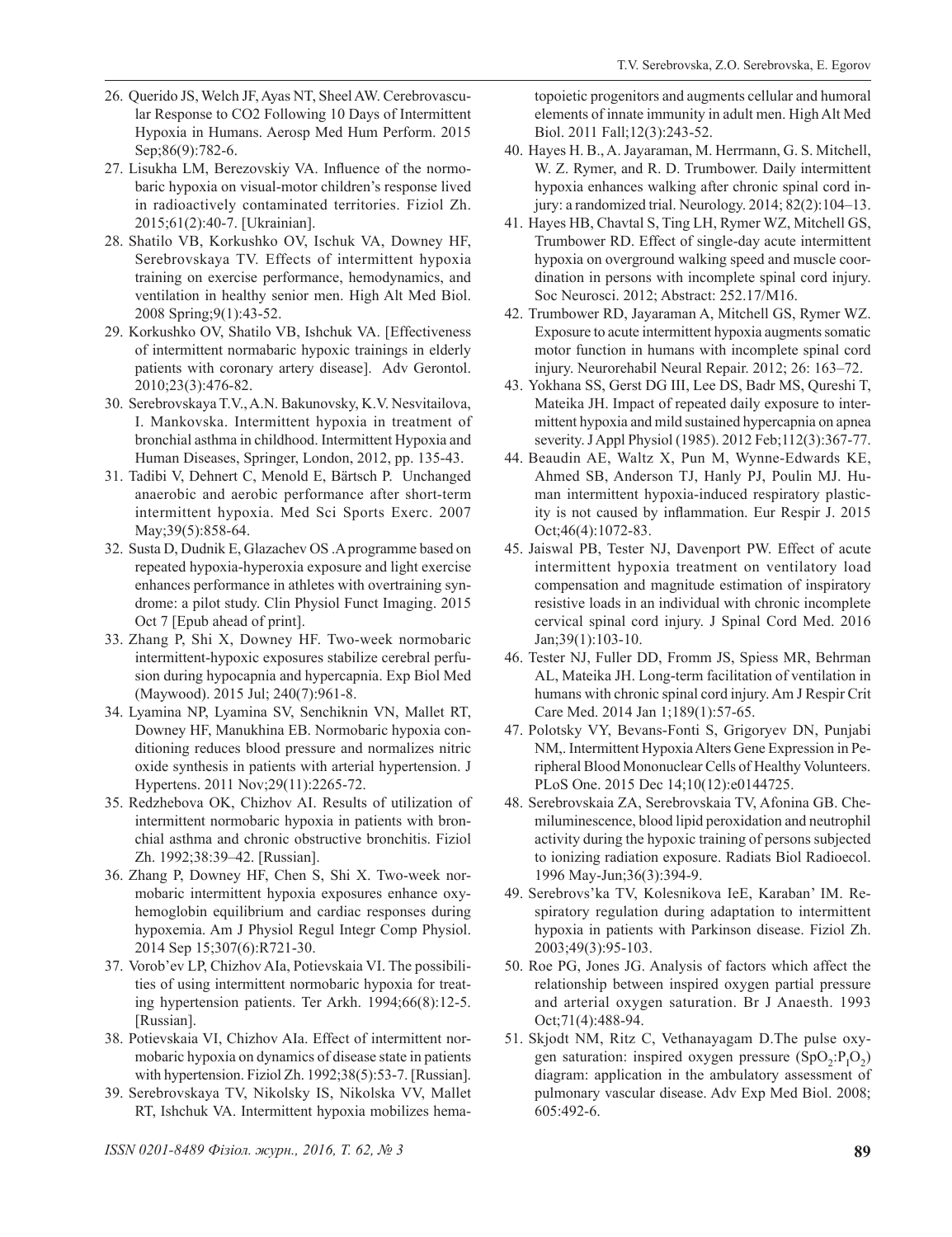26. Querido JS, Welch JF, Ayas NT, Sheel AW. Cerebrovascular Response to CO2 Following 10 Days of Intermittent Hypoxia in Humans. Aerosp Med Hum Perform. 2015 Sep;86(9):782-6.
27. Lisukha LM, Berezovskiy VA. Influence of the normobaric hypoxia on visual-motor children's response lived in radioactively contaminated territories. Fiziol Zh. 2015;61(2):40-7. [Ukrainian].
28. Shatilo VB, Korkushko OV, Ischuk VA, Downey HF, Serebrovskaya TV. Effects of intermittent hypoxia training on exercise performance, hemodynamics, and ventilation in healthy senior men. High Alt Med Biol. 2008 Spring;9(1):43-52.
29. Korkushko OV, Shatilo VB, Ishchuk VA. [Effectiveness of intermittent normabaric hypoxic trainings in elderly patients with coronary artery disease]. Adv Gerontol. 2010;23(3):476-82.
30. Serebrovskaya T.V., A.N. Bakunovsky, K.V. Nesvitailova, I. Mankovska. Intermittent hypoxia in treatment of bronchial asthma in childhood. Intermittent Hypoxia and Human Diseases, Springer, London, 2012, pp. 135-43.
31. Tadibi V, Dehnert C, Menold E, Bärtsch P. Unchanged anaerobic and aerobic performance after short-term intermittent hypoxia. Med Sci Sports Exerc. 2007 May;39(5):858-64.
32. Susta D, Dudnik E, Glazachev OS .A programme based on repeated hypoxia-hyperoxia exposure and light exercise enhances performance in athletes with overtraining syndrome: a pilot study. Clin Physiol Funct Imaging. 2015 Oct 7 [Epub ahead of print].
33. Zhang P, Shi X, Downey HF. Two-week normobaric intermittent-hypoxic exposures stabilize cerebral perfusion during hypocapnia and hypercapnia. Exp Biol Med (Maywood). 2015 Jul; 240(7):961-8.
34. Lyamina NP, Lyamina SV, Senchiknin VN, Mallet RT, Downey HF, Manukhina EB. Normobaric hypoxia conditioning reduces blood pressure and normalizes nitric oxide synthesis in patients with arterial hypertension. J Hypertens. 2011 Nov;29(11):2265-72.
35. Redzhebova OK, Chizhov AI. Results of utilization of intermittent normobaric hypoxia in patients with bronchial asthma and chronic obstructive bronchitis. Fiziol Zh. 1992;38:39–42. [Russian].
36. Zhang P, Downey HF, Chen S, Shi X. Two-week normobaric intermittent hypoxia exposures enhance oxyhemoglobin equilibrium and cardiac responses during hypoxemia. Am J Physiol Regul Integr Comp Physiol. 2014 Sep 15;307(6):R721-30.
37. Vorob'ev LP, Chizhov AIa, Potievskaia VI. The possibilities of using intermittent normobaric hypoxia for treating hypertension patients. Ter Arkh. 1994;66(8):12-5. [Russian].
38. Potievskaia VI, Chizhov AIa. Effect of intermittent normobaric hypoxia on dynamics of disease state in patients with hypertension. Fiziol Zh. 1992;38(5):53-7. [Russian].
39. Serebrovskaya TV, Nikolsky IS, Nikolska VV, Mallet RT, Ishchuk VA. Intermittent hypoxia mobilizes hematopoietic progenitors and augments cellular and humoral elements of innate immunity in adult men. High Alt Med Biol. 2011 Fall;12(3):243-52.
40. Hayes H. B., A. Jayaraman, M. Herrmann, G. S. Mitchell, W. Z. Rymer, and R. D. Trumbower. Daily intermittent hypoxia enhances walking after chronic spinal cord injury: a randomized trial. Neurology. 2014; 82(2):104–13.
41. Hayes HB, Chavtal S, Ting LH, Rymer WZ, Mitchell GS, Trumbower RD. Effect of single-day acute intermittent hypoxia on overground walking speed and muscle coordination in persons with incomplete spinal cord injury. Soc Neurosci. 2012; Abstract: 252.17/M16.
42. Trumbower RD, Jayaraman A, Mitchell GS, Rymer WZ. Exposure to acute intermittent hypoxia augments somatic motor function in humans with incomplete spinal cord injury. Neurorehabil Neural Repair. 2012; 26: 163–72.
43. Yokhana SS, Gerst DG III, Lee DS, Badr MS, Qureshi T, Mateika JH. Impact of repeated daily exposure to intermittent hypoxia and mild sustained hypercapnia on apnea severity. J Appl Physiol (1985). 2012 Feb;112(3):367-77.
44. Beaudin AE, Waltz X, Pun M, Wynne-Edwards KE, Ahmed SB, Anderson TJ, Hanly PJ, Poulin MJ. Human intermittent hypoxia-induced respiratory plasticity is not caused by inflammation. Eur Respir J. 2015 Oct;46(4):1072-83.
45. Jaiswal PB, Tester NJ, Davenport PW. Effect of acute intermittent hypoxia treatment on ventilatory load compensation and magnitude estimation of inspiratory resistive loads in an individual with chronic incomplete cervical spinal cord injury. J Spinal Cord Med. 2016 Jan;39(1):103-10.
46. Tester NJ, Fuller DD, Fromm JS, Spiess MR, Behrman AL, Mateika JH. Long-term facilitation of ventilation in humans with chronic spinal cord injury. Am J Respir Crit Care Med. 2014 Jan 1;189(1):57-65.
47. Polotsky VY, Bevans-Fonti S, Grigoryev DN, Punjabi NM,. Intermittent Hypoxia Alters Gene Expression in Peripheral Blood Mononuclear Cells of Healthy Volunteers. PLoS One. 2015 Dec 14;10(12):e0144725.
48. Serebrovskaia ZA, Serebrovskaia TV, Afonina GB. Chemiluminescence, blood lipid peroxidation and neutrophil activity during the hypoxic training of persons subjected to ionizing radiation exposure. Radiats Biol Radioecol. 1996 May-Jun;36(3):394-9.
49. Serebrovs'ka TV, Kolesnikova IeE, Karaban' IM. Respiratory regulation during adaptation to intermittent hypoxia in patients with Parkinson disease. Fiziol Zh. 2003;49(3):95-103.
50. Roe PG, Jones JG. Analysis of factors which affect the relationship between inspired oxygen partial pressure and arterial oxygen saturation. Br J Anaesth. 1993 Oct;71(4):488-94.
51. Skjodt NM, Ritz C, Vethanayagam D.The pulse oxygen saturation: inspired oxygen pressure ($SpO_2$:$P_IO_2$) diagram: application in the ambulatory assessment of pulmonary vascular disease. Adv Exp Med Biol. 2008; 605:492-6.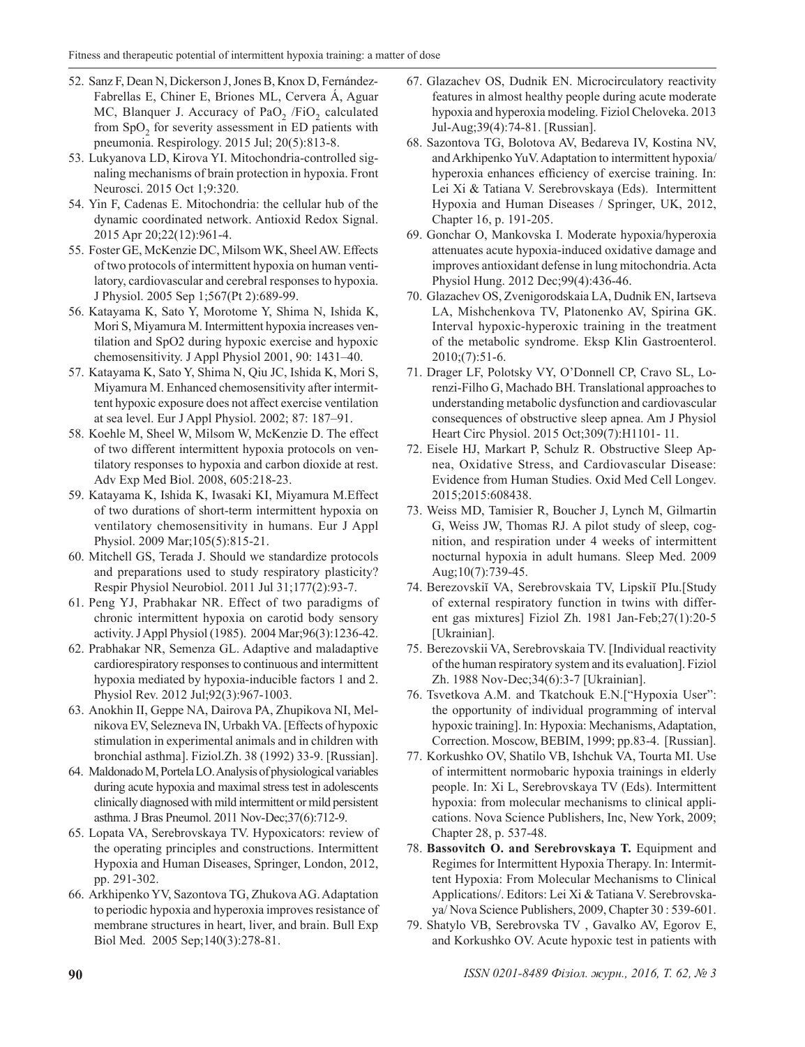52. Sanz F, Dean N, Dickerson J, Jones B, Knox D, Fernández-Fabrellas E, Chiner E, Briones ML, Cervera Á, Aguar MC, Blanquer J. Accuracy of $PaO_2$ /$FiO_2$ calculated from $SpO_2$ for severity assessment in ED patients with pneumonia. Respirology. 2015 Jul; 20(5):813-8.
53. Lukyanova LD, Kirova YI. Mitochondria-controlled signaling mechanisms of brain protection in hypoxia. Front Neurosci. 2015 Oct 1;9:320.
54. Yin F, Cadenas E. Mitochondria: the cellular hub of the dynamic coordinated network. Antioxid Redox Signal. 2015 Apr 20;22(12):961-4.
55. Foster GE, McKenzie DC, Milsom WK, Sheel AW. Effects of two protocols of intermittent hypoxia on human ventilatory, cardiovascular and cerebral responses to hypoxia. J Physiol. 2005 Sep 1;567(Pt 2):689-99.
56. Katayama K, Sato Y, Morotome Y, Shima N, Ishida K, Mori S, Miyamura M. Intermittent hypoxia increases ventilation and SpO2 during hypoxic exercise and hypoxic chemosensitivity. J Appl Physiol 2001, 90: 1431–40.
57. Katayama K, Sato Y, Shima N, Qiu JC, Ishida K, Mori S, Miyamura M. Enhanced chemosensitivity after intermittent hypoxic exposure does not affect exercise ventilation at sea level. Eur J Appl Physiol. 2002; 87: 187–91.
58. Koehle M, Sheel W, Milsom W, McKenzie D. The effect of two different intermittent hypoxia protocols on ventilatory responses to hypoxia and carbon dioxide at rest. Adv Exp Med Biol. 2008, 605:218-23.
59. Katayama K, Ishida K, Iwasaki KI, Miyamura M.Effect of two durations of short-term intermittent hypoxia on ventilatory chemosensitivity in humans. Eur J Appl Physiol. 2009 Mar;105(5):815-21.
60. Mitchell GS, Terada J. Should we standardize protocols and preparations used to study respiratory plasticity? Respir Physiol Neurobiol. 2011 Jul 31;177(2):93-7.
61. Peng YJ, Prabhakar NR. Effect of two paradigms of chronic intermittent hypoxia on carotid body sensory activity. J Appl Physiol (1985). 2004 Mar;96(3):1236-42.
62. Prabhakar NR, Semenza GL. Adaptive and maladaptive cardiorespiratory responses to continuous and intermittent hypoxia mediated by hypoxia-inducible factors 1 and 2. Physiol Rev. 2012 Jul;92(3):967-1003.
63. Anokhin II, Geppe NA, Dairova PA, Zhupikova NI, Melnikova EV, Selezneva IN, Urbakh VA. [Effects of hypoxic stimulation in experimental animals and in children with bronchial asthma]. Fiziol.Zh. 38 (1992) 33-9. [Russian].
64. Maldonado M, Portela LO. Analysis of physiological variables during acute hypoxia and maximal stress test in adolescents clinically diagnosed with mild intermittent or mild persistent asthma. J Bras Pneumol. 2011 Nov-Dec;37(6):712-9.
65. Lopata VA, Serebrovskaya TV. Hypoxicators: review of the operating principles and constructions. Intermittent Hypoxia and Human Diseases, Springer, London, 2012, pp. 291-302.
66. Arkhipenko YV, Sazontova TG, Zhukova AG. Adaptation to periodic hypoxia and hyperoxia improves resistance of membrane structures in heart, liver, and brain. Bull Exp Biol Med. 2005 Sep;140(3):278-81.
67. Glazachev OS, Dudnik EN. Microcirculatory reactivity features in almost healthy people during acute moderate hypoxia and hyperoxia modeling. Fiziol Cheloveka. 2013 Jul-Aug;39(4):74-81. [Russian].
68. Sazontova TG, Bolotova AV, Bedareva IV, Kostina NV, and Arkhipenko YuV. Adaptation to intermittent hypoxia/hyperoxia enhances efficiency of exercise training. In: Lei Xi & Tatiana V. Serebrovskaya (Eds). Intermittent Hypoxia and Human Diseases / Springer, UK, 2012, Chapter 16, p. 191-205.
69. Gonchar O, Mankovska I. Moderate hypoxia/hyperoxia attenuates acute hypoxia-induced oxidative damage and improves antioxidant defense in lung mitochondria. Acta Physiol Hung. 2012 Dec;99(4):436-46.
70. Glazachev OS, Zvenigorodskaia LA, Dudnik EN, Iartseva LA, Mishchenkova TV, Platonenko AV, Spirina GK. Interval hypoxic-hyperoxic training in the treatment of the metabolic syndrome. Eksp Klin Gastroenterol. 2010;(7):51-6.
71. Drager LF, Polotsky VY, O'Donnell CP, Cravo SL, Lorenzi-Filho G, Machado BH. Translational approaches to understanding metabolic dysfunction and cardiovascular consequences of obstructive sleep apnea. Am J Physiol Heart Circ Physiol. 2015 Oct;309(7):H1101- 11.
72. Eisele HJ, Markart P, Schulz R. Obstructive Sleep Apnea, Oxidative Stress, and Cardiovascular Disease: Evidence from Human Studies. Oxid Med Cell Longev. 2015;2015:608438.
73. Weiss MD, Tamisier R, Boucher J, Lynch M, Gilmartin G, Weiss JW, Thomas RJ. A pilot study of sleep, cognition, and respiration under 4 weeks of intermittent nocturnal hypoxia in adult humans. Sleep Med. 2009 Aug;10(7):739-45.
74. Berezovskiĭ VA, Serebrovskaia TV, Lipskiĭ PIu.[Study of external respiratory function in twins with different gas mixtures] Fiziol Zh. 1981 Jan-Feb;27(1):20-5 [Ukrainian].
75. Berezovskii VA, Serebrovskaia TV. [Individual reactivity of the human respiratory system and its evaluation]. Fiziol Zh. 1988 Nov-Dec;34(6):3-7 [Ukrainian].
76. Tsvetkova A.M. and Tkatchouk E.N.["Hypoxia User": the opportunity of individual programming of interval hypoxic training]. In: Hypoxia: Mechanisms, Adaptation, Correction. Moscow, BEBIM, 1999; pp.83-4. [Russian].
77. Korkushko OV, Shatilo VB, Ishchuk VA, Tourta MI. Use of intermittent normobaric hypoxia trainings in elderly people. In: Xi L, Serebrovskaya TV (Eds). Intermittent hypoxia: from molecular mechanisms to clinical applications. Nova Science Publishers, Inc, New York, 2009; Chapter 28, p. 537-48.
78. **Bassovitch O. and Serebrovskaya T.** Equipment and Regimes for Intermittent Hypoxia Therapy. In: Intermittent Hypoxia: From Molecular Mechanisms to Clinical Applications/. Editors: Lei Xi & Tatiana V. Serebrovskaya/ Nova Science Publishers, 2009, Chapter 30 : 539-601.
79. Shatylo VB, Serebrovska TV , Gavalko AV, Egorov E, and Korkushko OV. Acute hypoxic test in patients with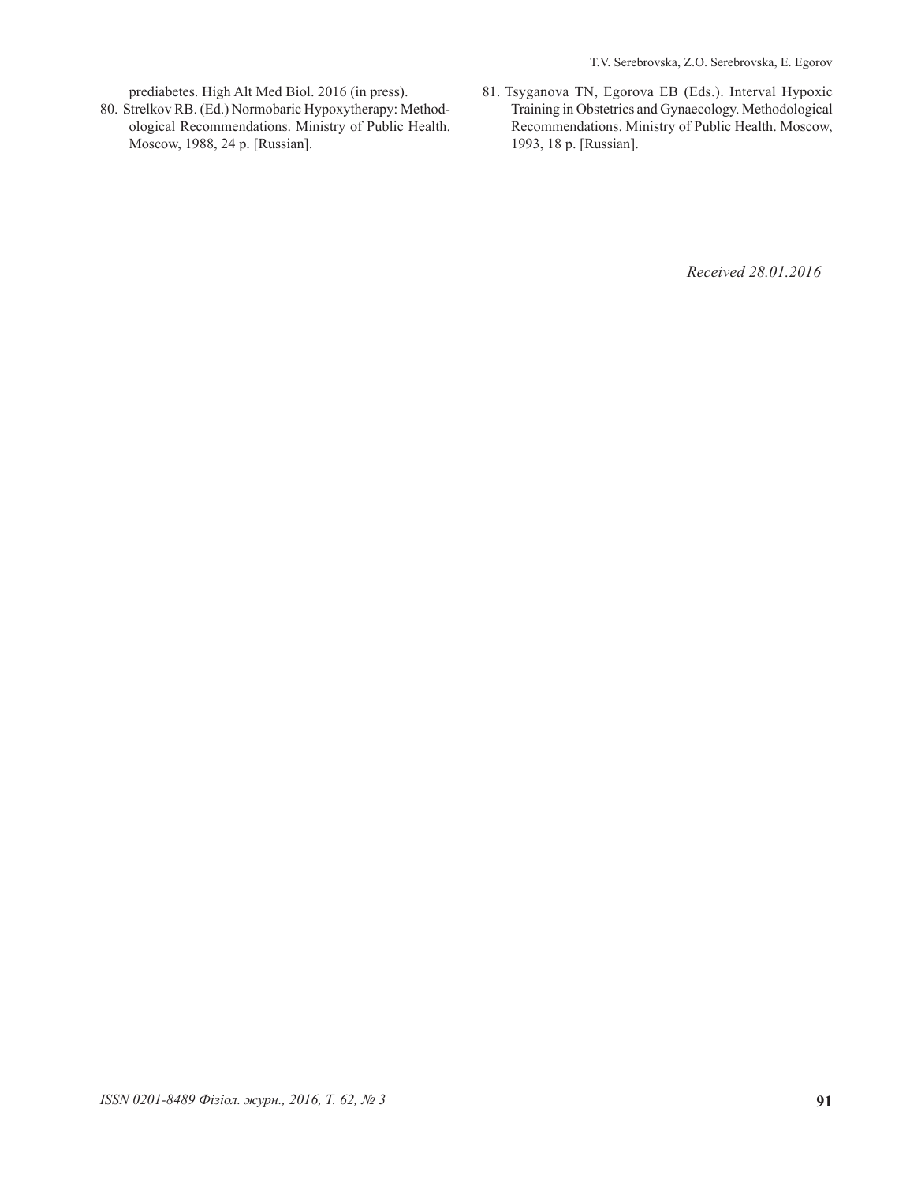prediabetes. High Alt Med Biol. 2016 (in press).

80. Strelkov RB. (Ed.) Normobaric Hypoxytherapy: Methodological Recommendations. Ministry of Public Health. Moscow, 1988, 24 p. [Russian].

81. Tsyganova TN, Egorova EB (Eds.). Interval Hypoxic Training in Obstetrics and Gynaecology. Methodological Recommendations. Ministry of Public Health. Moscow, 1993, 18 p. [Russian].

*Received 28.01.2016*